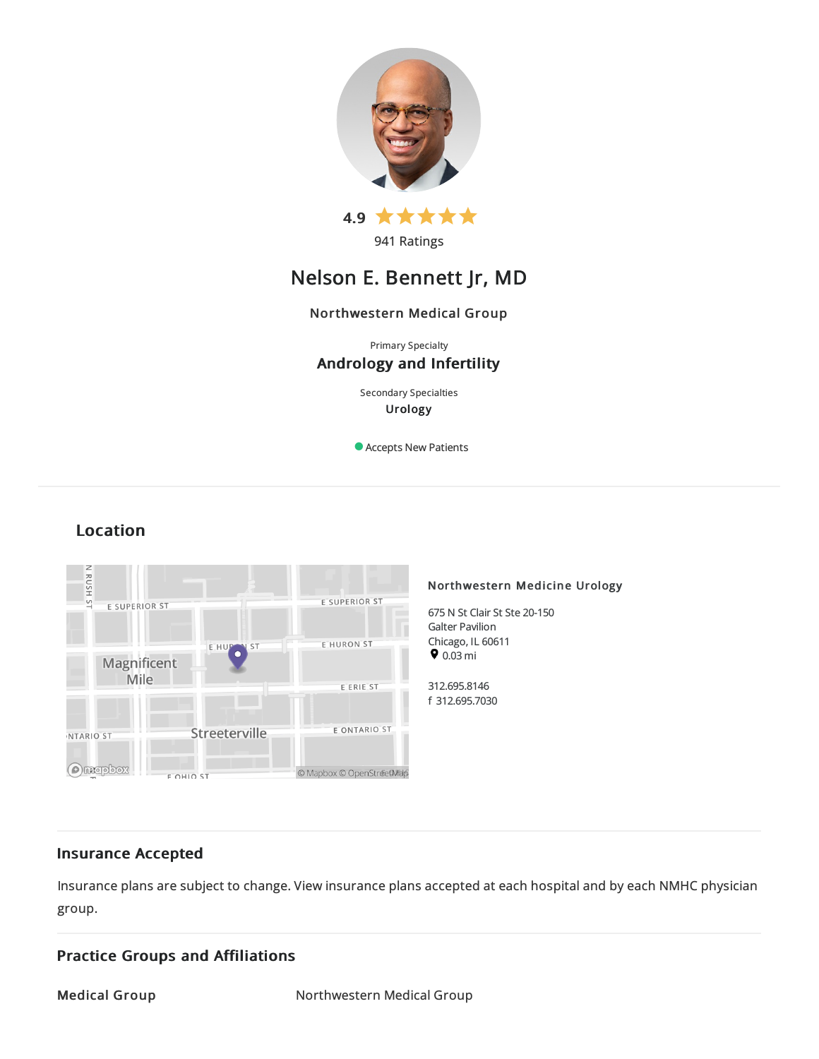4.9 ★★★★★

941 Ratings

# Nelson E. Bennett Jr, MD

Northwestern Medical Group

Primary Specialty

**Andrology and Infertility**

Secondary Specialties

**Urology**

Accepts New Patients

## Location

**Northwestern Medicine Urology**

675 N St Clair St Ste 20-150
Galter Pavilion
Chicago, IL 60611
0.03 mi

312.695.8146
f 312.695.7030

## Insurance Accepted

Insurance plans are subject to change. View insurance plans accepted at each hospital and by each NMHC physician group.

## Practice Groups and Affiliations

| Medical Group | Northwestern Medical Group |
|---|---|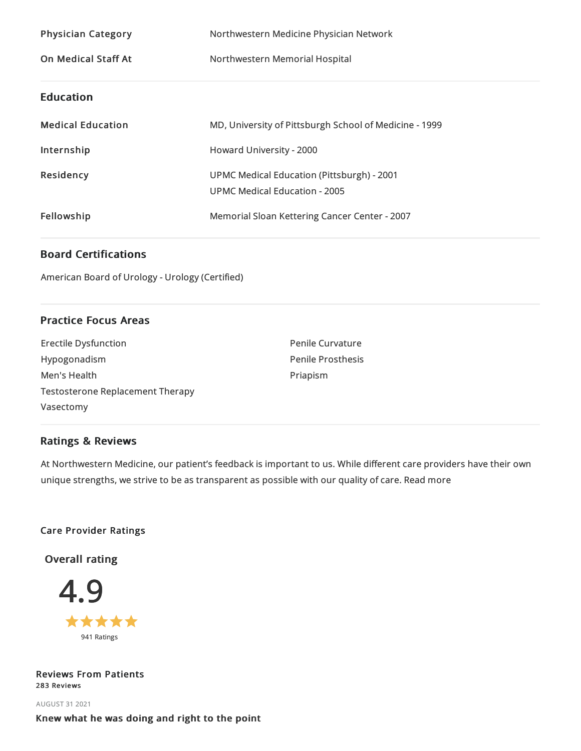| | |
|---|---|
| **Physician Category** | Northwestern Medicine Physician Network |
| **On Medical Staff At** | Northwestern Memorial Hospital |

## Education

| | |
|---|---|
| **Medical Education** | MD, University of Pittsburgh School of Medicine - 1999 |
| **Internship** | Howard University - 2000 |
| **Residency** | UPMC Medical Education (Pittsburgh) - 2001<br>UPMC Medical Education - 2005 |
| **Fellowship** | Memorial Sloan Kettering Cancer Center - 2007 |

## Board Certifications

American Board of Urology - Urology (Certified)

## Practice Focus Areas

- Erectile Dysfunction
- Hypogonadism
- Men's Health
- Testosterone Replacement Therapy
- Vasectomy
- Penile Curvature
- Penile Prosthesis
- Priapism

## Ratings & Reviews

At Northwestern Medicine, our patient's feedback is important to us. While different care providers have their own unique strengths, we strive to be as transparent as possible with our quality of care. Read more

### Care Provider Ratings

**Overall rating**

4.9

★★★★★

941 Ratings

### Reviews From Patients

**283 Reviews**

AUGUST 31 2021

**Knew what he was doing and right to the point**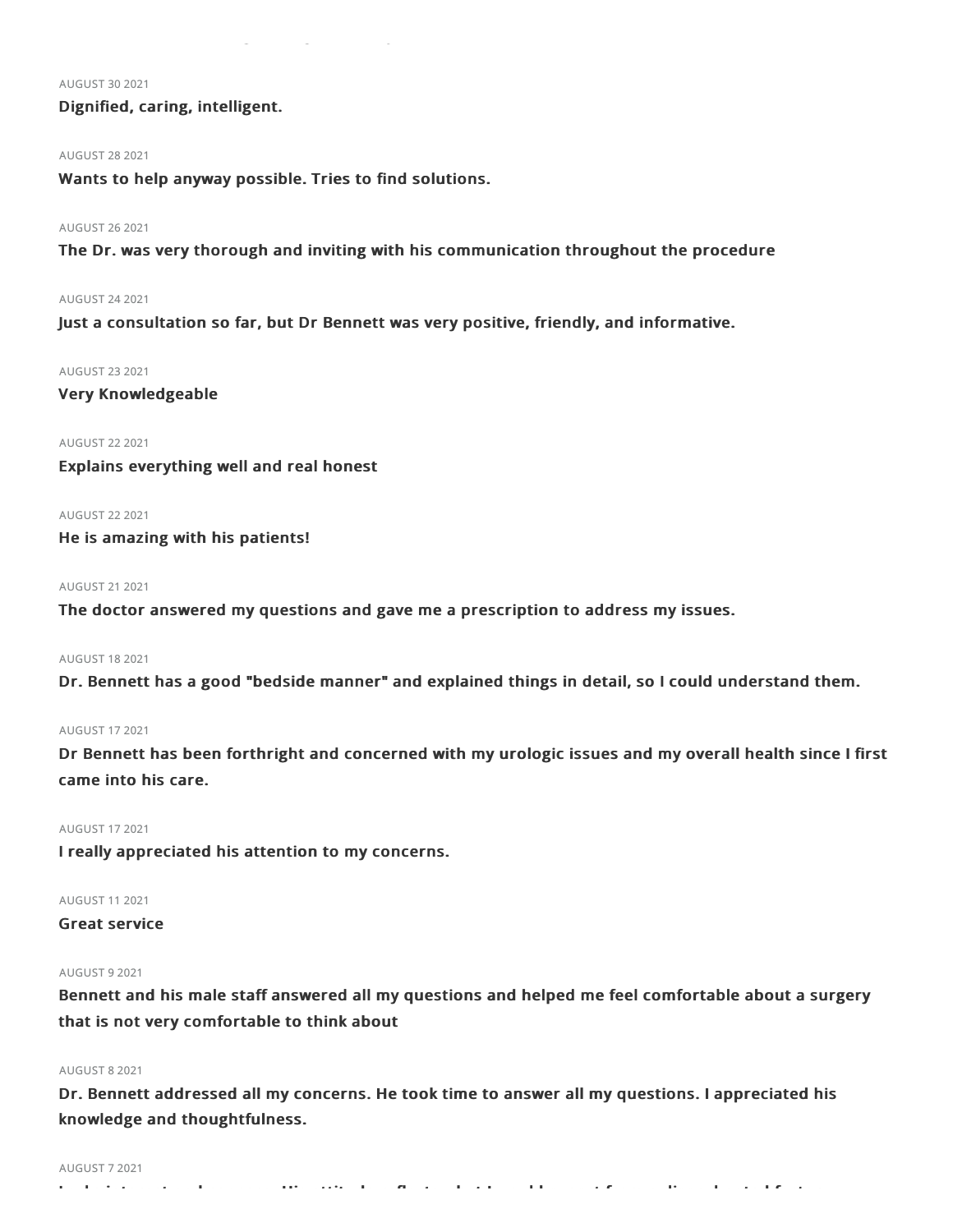AUGUST 30 2021

**Dignified, caring, intelligent.**

AUGUST 28 2021

**Wants to help anyway possible. Tries to find solutions.**

AUGUST 26 2021

**The Dr. was very thorough and inviting with his communication throughout the procedure**

AUGUST 24 2021

**Just a consultation so far, but Dr Bennett was very positive, friendly, and informative.**

AUGUST 23 2021

**Very Knowledgeable**

AUGUST 22 2021

**Explains everything well and real honest**

AUGUST 22 2021

**He is amazing with his patients!**

AUGUST 21 2021

**The doctor answered my questions and gave me a prescription to address my issues.**

AUGUST 18 2021

**Dr. Bennett has a good "bedside manner" and explained things in detail, so I could understand them.**

AUGUST 17 2021

**Dr Bennett has been forthright and concerned with my urologic issues and my overall health since I first came into his care.**

AUGUST 17 2021

**I really appreciated his attention to my concerns.**

AUGUST 11 2021

**Great service**

AUGUST 9 2021

**Bennett and his male staff answered all my questions and helped me feel comfortable about a surgery that is not very comfortable to think about**

AUGUST 8 2021

**Dr. Bennett addressed all my concerns. He took time to answer all my questions. I appreciated his knowledge and thoughtfulness.**

AUGUST 7 2021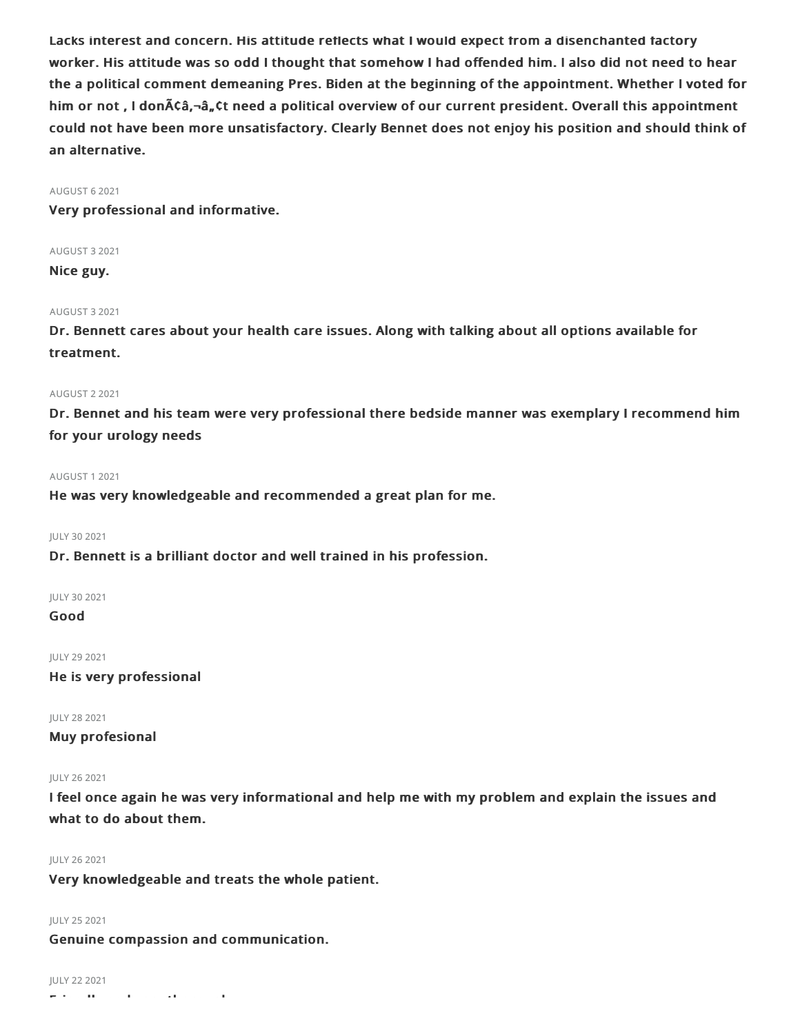**Lacks interest and concern. His attitude reflects what I would expect from a disenchanted factory worker. His attitude was so odd I thought that somehow I had offended him. I also did not need to hear the a political comment demeaning Pres. Biden at the beginning of the appointment. Whether I voted for him or not , I donÃ¢â‚¬â„¢t need a political overview of our current president. Overall this appointment could not have been more unsatisfactory. Clearly Bennet does not enjoy his position and should think of an alternative.**

AUGUST 6 2021

**Very professional and informative.**

AUGUST 3 2021

**Nice guy.**

AUGUST 3 2021

**Dr. Bennett cares about your health care issues. Along with talking about all options available for treatment.**

AUGUST 2 2021

**Dr. Bennet and his team were very professional there bedside manner was exemplary I recommend him for your urology needs**

AUGUST 1 2021

**He was very knowledgeable and recommended a great plan for me.**

JULY 30 2021

**Dr. Bennett is a brilliant doctor and well trained in his profession.**

JULY 30 2021

**Good**

JULY 29 2021

**He is very professional**

JULY 28 2021

**Muy profesional**

JULY 26 2021

**I feel once again he was very informational and help me with my problem and explain the issues and what to do about them.**

JULY 26 2021

**Very knowledgeable and treats the whole patient.**

JULY 25 2021

**Genuine compassion and communication.**

JULY 22 2021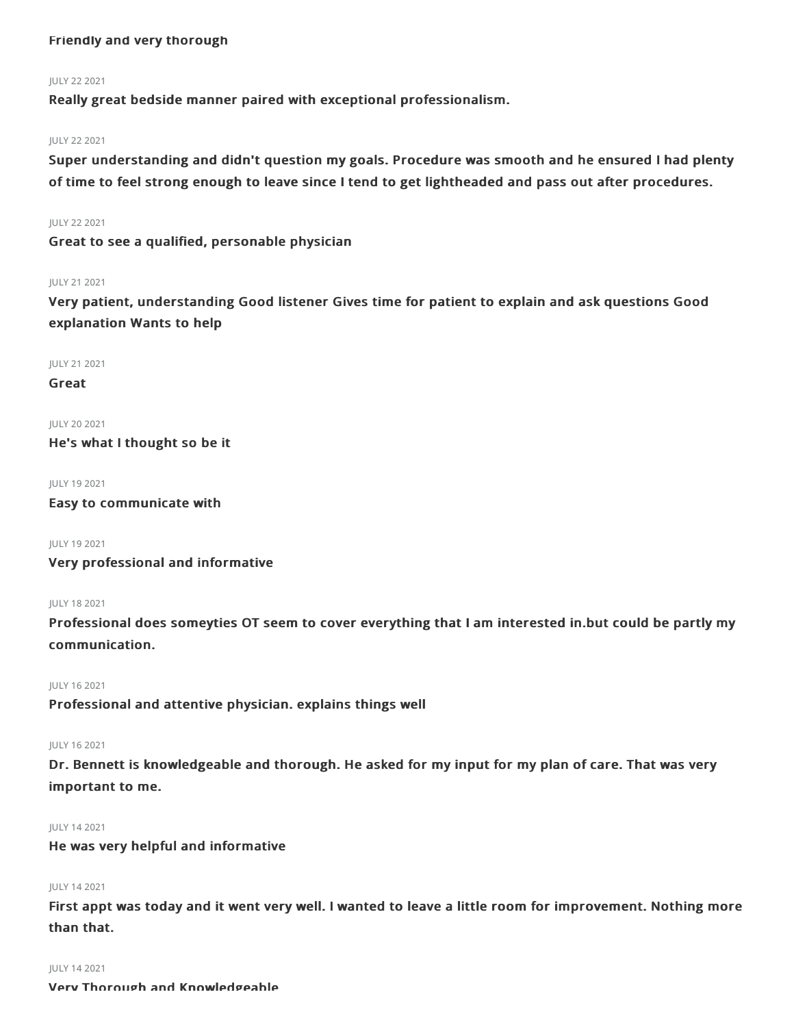**Friendly and very thorough**

JULY 22 2021

**Really great bedside manner paired with exceptional professionalism.**

JULY 22 2021

**Super understanding and didn't question my goals. Procedure was smooth and he ensured I had plenty of time to feel strong enough to leave since I tend to get lightheaded and pass out after procedures.**

JULY 22 2021

**Great to see a qualified, personable physician**

JULY 21 2021

**Very patient, understanding Good listener Gives time for patient to explain and ask questions Good explanation Wants to help**

JULY 21 2021

**Great**

JULY 20 2021

**He's what I thought so be it**

JULY 19 2021

**Easy to communicate with**

JULY 19 2021

**Very professional and informative**

JULY 18 2021

**Professional does someyties OT seem to cover everything that I am interested in.but could be partly my communication.**

JULY 16 2021

**Professional and attentive physician. explains things well**

JULY 16 2021

**Dr. Bennett is knowledgeable and thorough. He asked for my input for my plan of care. That was very important to me.**

JULY 14 2021

**He was very helpful and informative**

JULY 14 2021

**First appt was today and it went very well. I wanted to leave a little room for improvement. Nothing more than that.**

JULY 14 2021

**Very Thorough and Knowledgeable**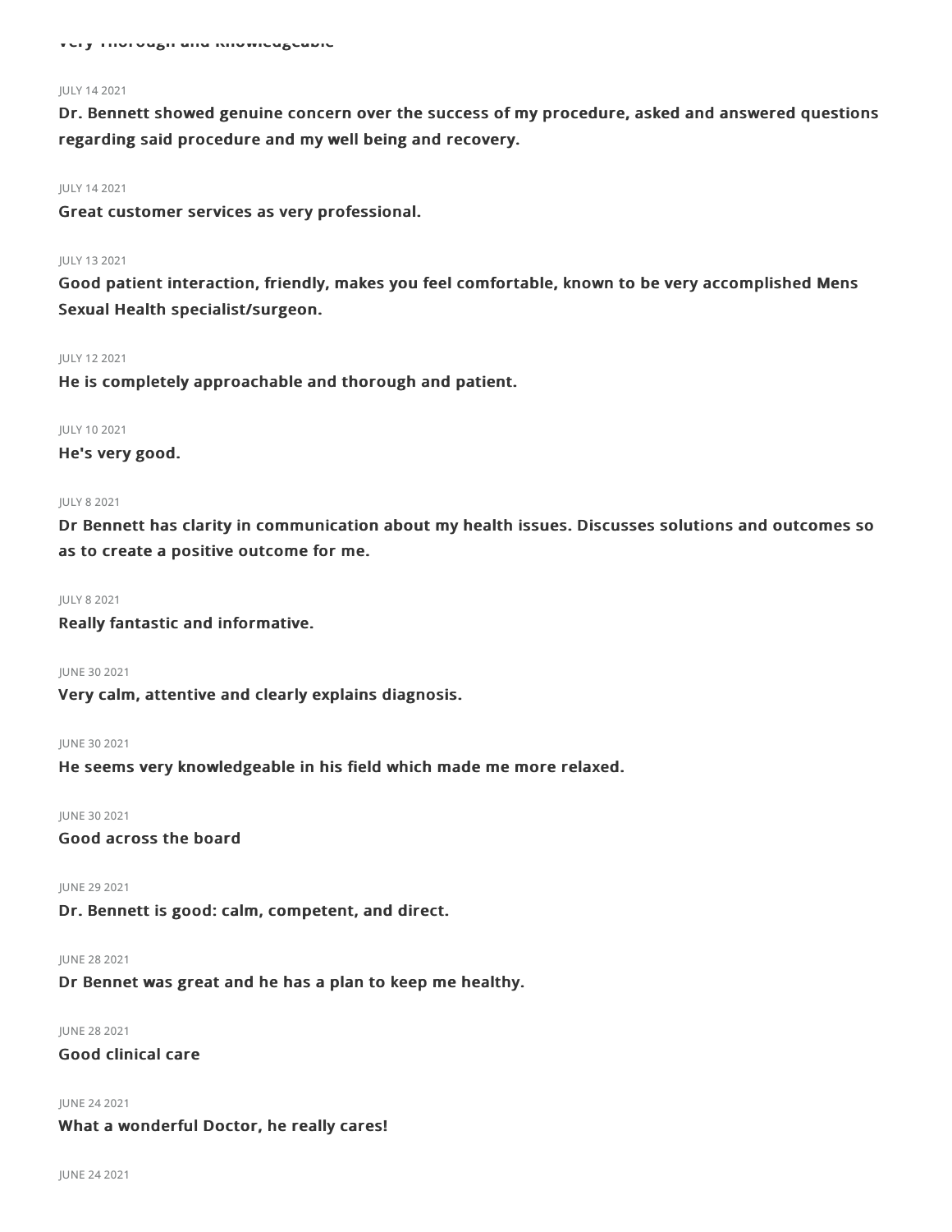Very Thorough and Knowledgeable

JULY 14 2021

**Dr. Bennett showed genuine concern over the success of my procedure, asked and answered questions regarding said procedure and my well being and recovery.**

JULY 14 2021

**Great customer services as very professional.**

JULY 13 2021

**Good patient interaction, friendly, makes you feel comfortable, known to be very accomplished Mens Sexual Health specialist/surgeon.**

JULY 12 2021

**He is completely approachable and thorough and patient.**

JULY 10 2021

**He's very good.**

JULY 8 2021

**Dr Bennett has clarity in communication about my health issues. Discusses solutions and outcomes so as to create a positive outcome for me.**

JULY 8 2021

**Really fantastic and informative.**

JUNE 30 2021

**Very calm, attentive and clearly explains diagnosis.**

JUNE 30 2021

**He seems very knowledgeable in his field which made me more relaxed.**

JUNE 30 2021

**Good across the board**

JUNE 29 2021

**Dr. Bennett is good: calm, competent, and direct.**

JUNE 28 2021

**Dr Bennet was great and he has a plan to keep me healthy.**

JUNE 28 2021

**Good clinical care**

JUNE 24 2021

**What a wonderful Doctor, he really cares!**

JUNE 24 2021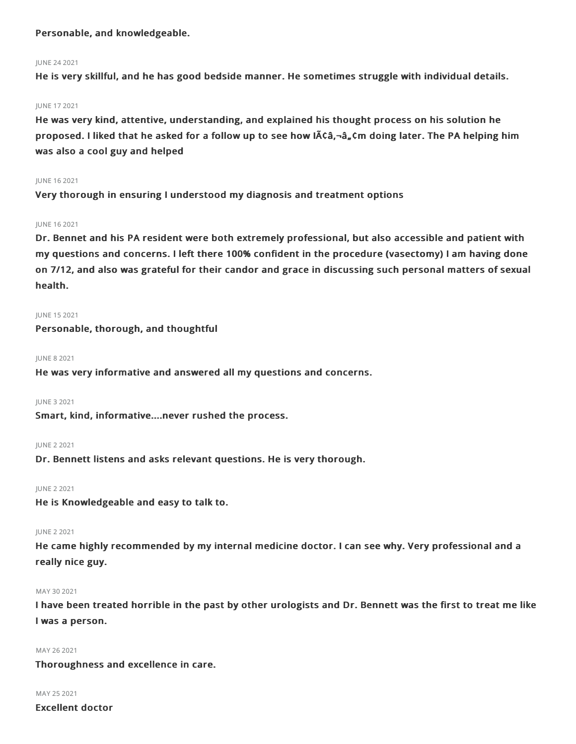**Personable, and knowledgeable.**

JUNE 24 2021

**He is very skillful, and he has good bedside manner. He sometimes struggle with individual details.**

JUNE 17 2021

**He was very kind, attentive, understanding, and explained his thought process on his solution he proposed. I liked that he asked for a follow up to see how IÃ¢â‚¬â„¢m doing later. The PA helping him was also a cool guy and helped**

JUNE 16 2021

**Very thorough in ensuring I understood my diagnosis and treatment options**

JUNE 16 2021

**Dr. Bennet and his PA resident were both extremely professional, but also accessible and patient with my questions and concerns. I left there 100% confident in the procedure (vasectomy) I am having done on 7/12, and also was grateful for their candor and grace in discussing such personal matters of sexual health.**

JUNE 15 2021

**Personable, thorough, and thoughtful**

JUNE 8 2021

**He was very informative and answered all my questions and concerns.**

JUNE 3 2021

**Smart, kind, informative....never rushed the process.**

JUNE 2 2021

**Dr. Bennett listens and asks relevant questions. He is very thorough.**

JUNE 2 2021

**He is Knowledgeable and easy to talk to.**

JUNE 2 2021

**He came highly recommended by my internal medicine doctor. I can see why. Very professional and a really nice guy.**

MAY 30 2021

**I have been treated horrible in the past by other urologists and Dr. Bennett was the first to treat me like I was a person.**

MAY 26 2021

**Thoroughness and excellence in care.**

MAY 25 2021

**Excellent doctor**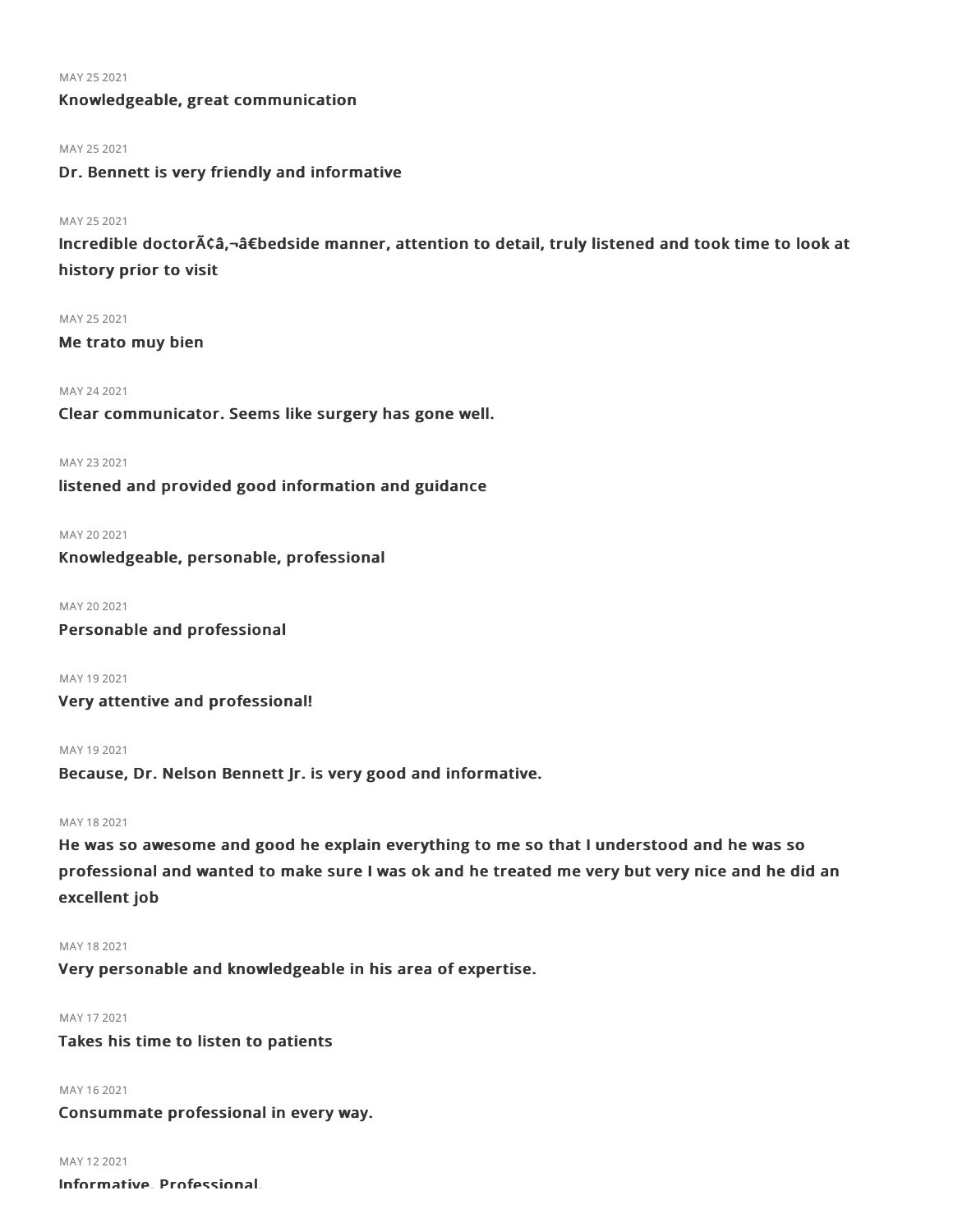MAY 25 2021

**Knowledgeable, great communication**

MAY 25 2021

**Dr. Bennett is very friendly and informative**

MAY 25 2021

**Incredible doctorÃ¢â‚¬â€bedside manner, attention to detail, truly listened and took time to look at history prior to visit**

MAY 25 2021

**Me trato muy bien**

MAY 24 2021

**Clear communicator. Seems like surgery has gone well.**

MAY 23 2021

**listened and provided good information and guidance**

MAY 20 2021

**Knowledgeable, personable, professional**

MAY 20 2021

**Personable and professional**

MAY 19 2021

**Very attentive and professional!**

MAY 19 2021

**Because, Dr. Nelson Bennett Jr. is very good and informative.**

MAY 18 2021

**He was so awesome and good he explain everything to me so that I understood and he was so professional and wanted to make sure I was ok and he treated me very but very nice and he did an excellent job**

MAY 18 2021

**Very personable and knowledgeable in his area of expertise.**

MAY 17 2021

**Takes his time to listen to patients**

MAY 16 2021

**Consummate professional in every way.**

MAY 12 2021

**Informative. Professional.**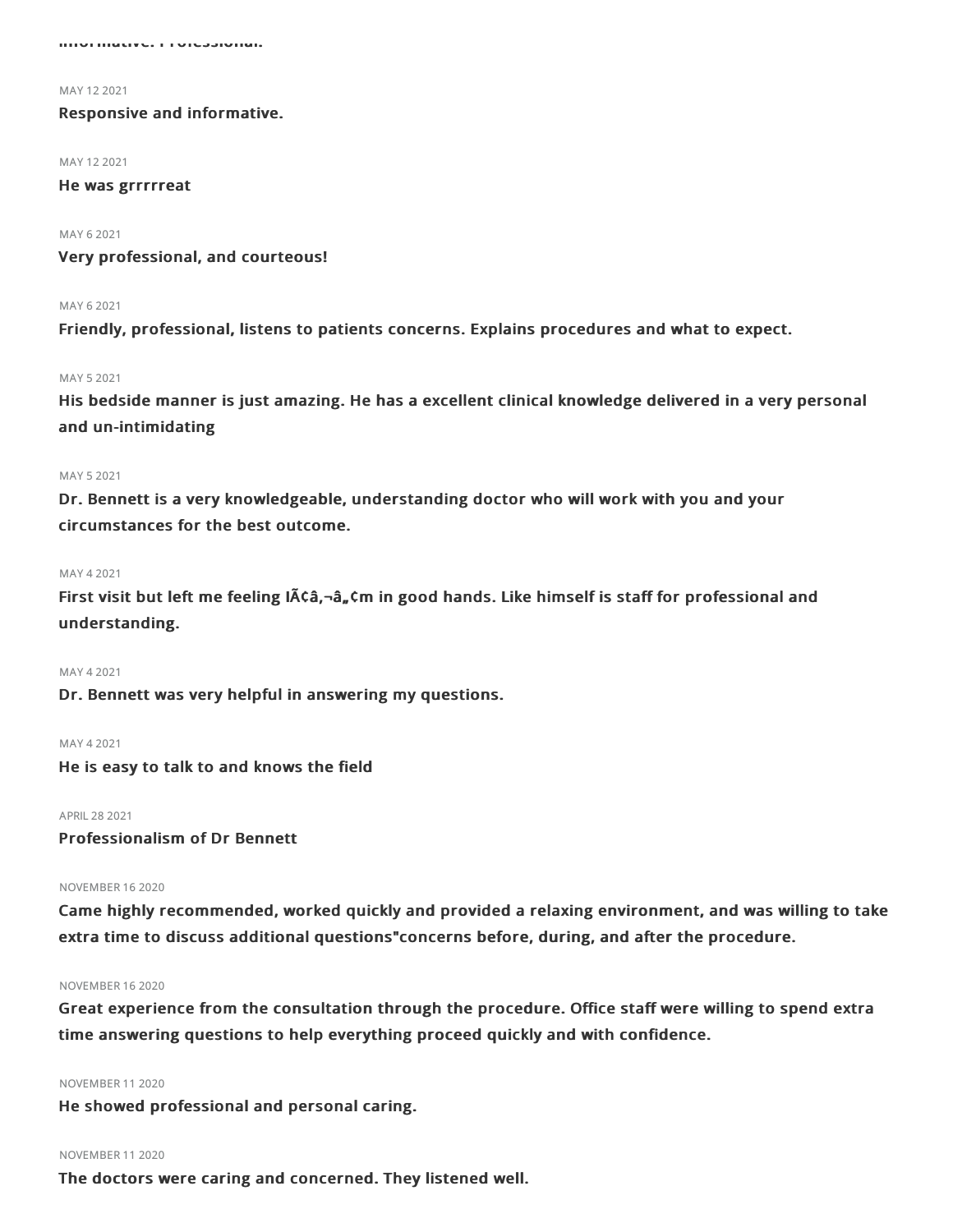Informative. Professional.

MAY 12 2021

**Responsive and informative.**

MAY 12 2021

**He was grrrrreat**

MAY 6 2021

**Very professional, and courteous!**

MAY 6 2021

**Friendly, professional, listens to patients concerns. Explains procedures and what to expect.**

MAY 5 2021

**His bedside manner is just amazing. He has a excellent clinical knowledge delivered in a very personal and un-intimidating**

MAY 5 2021

**Dr. Bennett is a very knowledgeable, understanding doctor who will work with you and your circumstances for the best outcome.**

MAY 4 2021

**First visit but left me feeling IÃ¢â‚¬â„¢m in good hands. Like himself is staff for professional and understanding.**

MAY 4 2021

**Dr. Bennett was very helpful in answering my questions.**

MAY 4 2021

**He is easy to talk to and knows the field**

APRIL 28 2021

**Professionalism of Dr Bennett**

NOVEMBER 16 2020

**Came highly recommended, worked quickly and provided a relaxing environment, and was willing to take extra time to discuss additional questions"concerns before, during, and after the procedure.**

NOVEMBER 16 2020

**Great experience from the consultation through the procedure. Office staff were willing to spend extra time answering questions to help everything proceed quickly and with confidence.**

NOVEMBER 11 2020

**He showed professional and personal caring.**

NOVEMBER 11 2020

**The doctors were caring and concerned. They listened well.**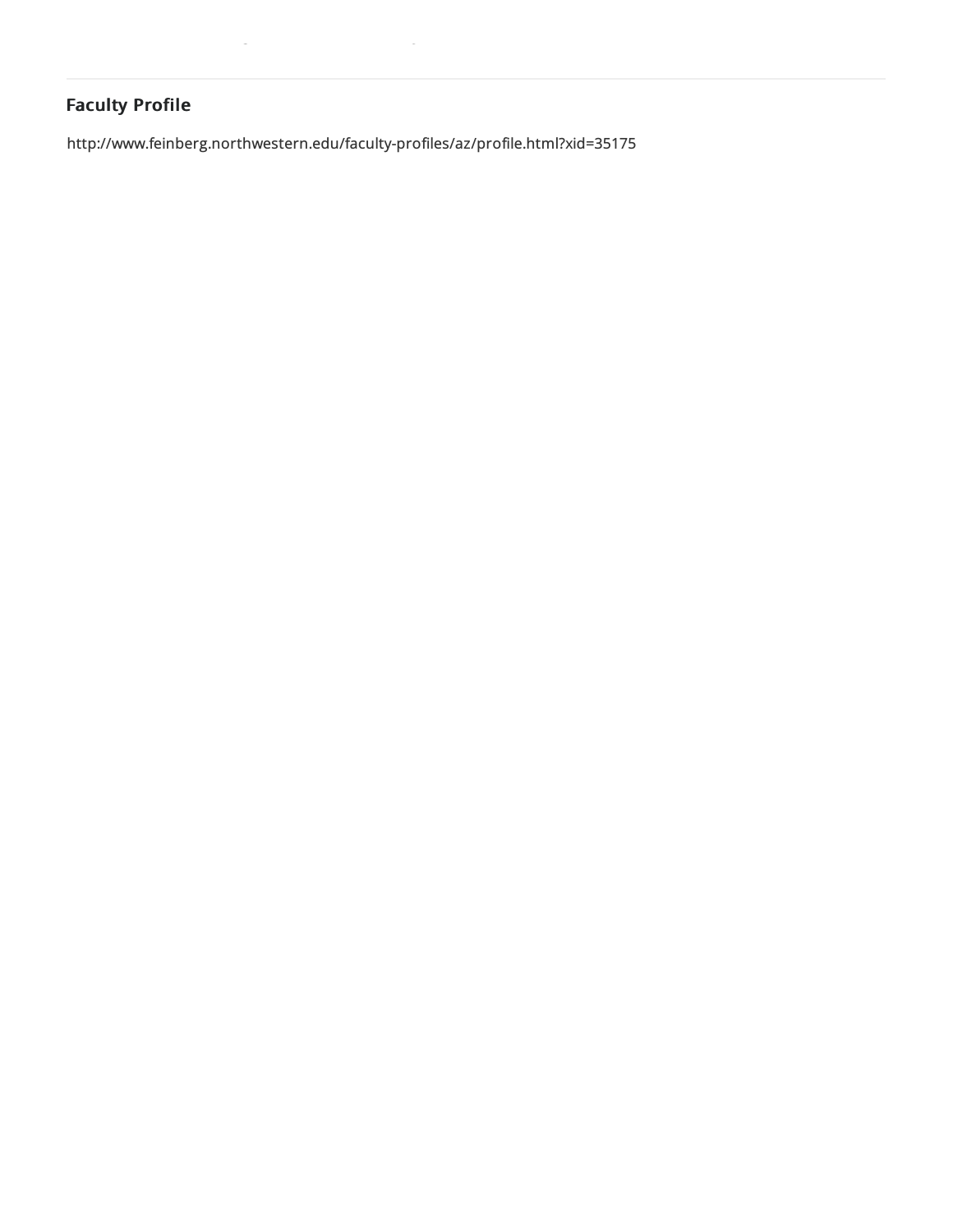## Faculty Profile

http://www.feinberg.northwestern.edu/faculty-profiles/az/profile.html?xid=35175